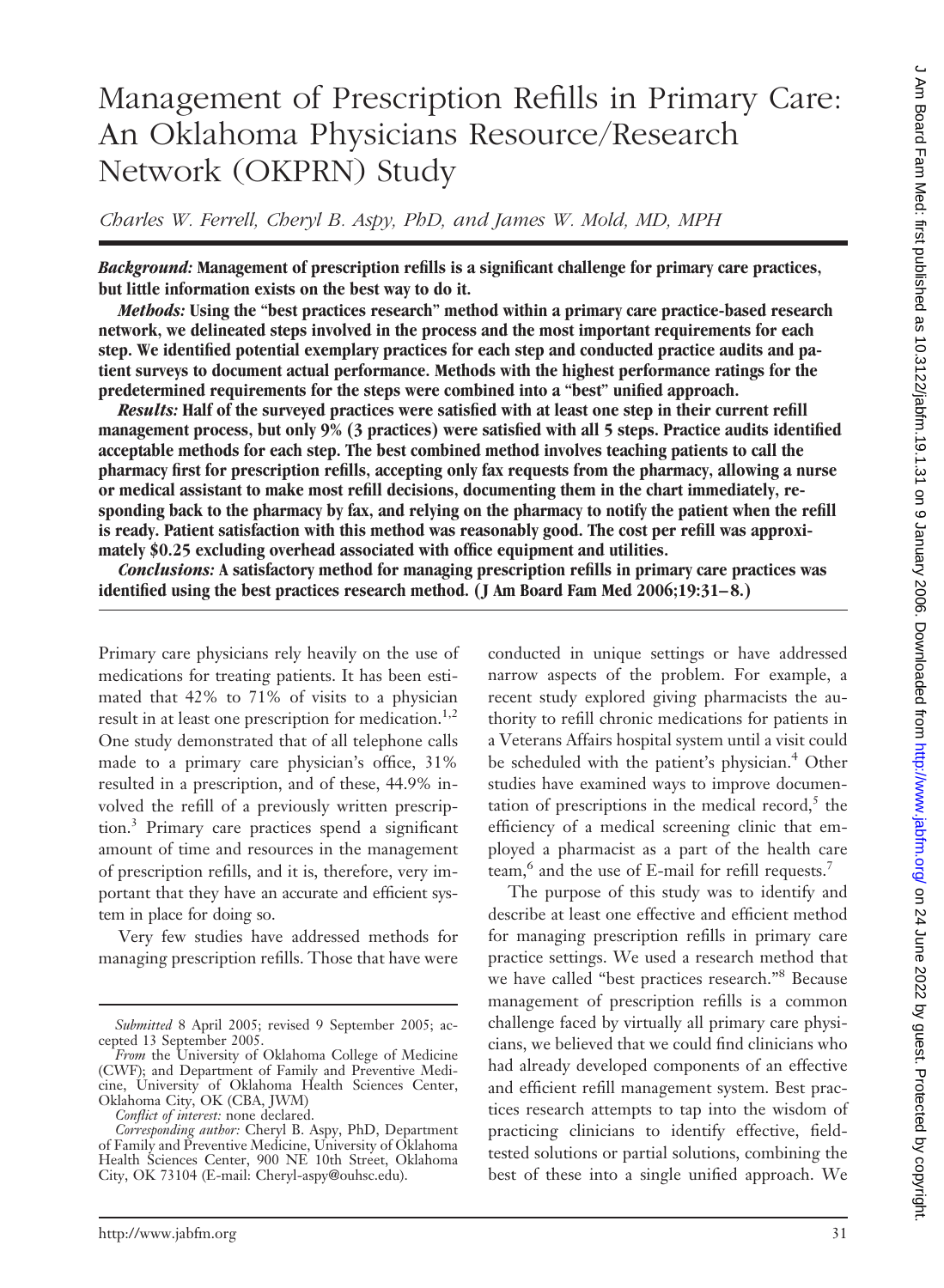# Management of Prescription Refills in Primary Care: An Oklahoma Physicians Resource/Research Network (OKPRN) Study

*Charles W. Ferrell, Cheryl B. Aspy, PhD, and James W. Mold, MD, MPH*

***Background:*** **Management of prescription refills is a significant challenge for primary care practices, but little information exists on the best way to do it.**

***Methods:*** **Using the "best practices research" method within a primary care practice-based research network, we delineated steps involved in the process and the most important requirements for each step. We identified potential exemplary practices for each step and conducted practice audits and patient surveys to document actual performance. Methods with the highest performance ratings for the predetermined requirements for the steps were combined into a "best" unified approach.**

***Results:*** **Half of the surveyed practices were satisfied with at least one step in their current refill management process, but only 9% (3 practices) were satisfied with all 5 steps. Practice audits identified acceptable methods for each step. The best combined method involves teaching patients to call the pharmacy first for prescription refills, accepting only fax requests from the pharmacy, allowing a nurse or medical assistant to make most refill decisions, documenting them in the chart immediately, responding back to the pharmacy by fax, and relying on the pharmacy to notify the patient when the refill is ready. Patient satisfaction with this method was reasonably good. The cost per refill was approximately $0.25 excluding overhead associated with office equipment and utilities.**

***Conclusions:*** **A satisfactory method for managing prescription refills in primary care practices was identified using the best practices research method. (J Am Board Fam Med 2006;19:31–8.)**

Primary care physicians rely heavily on the use of medications for treating patients. It has been estimated that 42% to 71% of visits to a physician result in at least one prescription for medication.[1,2] One study demonstrated that of all telephone calls made to a primary care physician's office, 31% resulted in a prescription, and of these, 44.9% involved the refill of a previously written prescription.[3] Primary care practices spend a significant amount of time and resources in the management of prescription refills, and it is, therefore, very important that they have an accurate and efficient system in place for doing so.

Very few studies have addressed methods for managing prescription refills. Those that have were conducted in unique settings or have addressed narrow aspects of the problem. For example, a recent study explored giving pharmacists the authority to refill chronic medications for patients in a Veterans Affairs hospital system until a visit could be scheduled with the patient's physician.[4] Other studies have examined ways to improve documentation of prescriptions in the medical record,[5] the efficiency of a medical screening clinic that employed a pharmacist as a part of the health care team,[6] and the use of E-mail for refill requests.[7]

The purpose of this study was to identify and describe at least one effective and efficient method for managing prescription refills in primary care practice settings. We used a research method that we have called "best practices research."[8] Because management of prescription refills is a common challenge faced by virtually all primary care physicians, we believed that we could find clinicians who had already developed components of an effective and efficient refill management system. Best practices research attempts to tap into the wisdom of practicing clinicians to identify effective, field-tested solutions or partial solutions, combining the best of these into a single unified approach. We

---

*Submitted* 8 April 2005; revised 9 September 2005; accepted 13 September 2005.

*From* the University of Oklahoma College of Medicine (CWF); and Department of Family and Preventive Medicine, University of Oklahoma Health Sciences Center, Oklahoma City, OK (CBA, JWM)

*Conflict of interest:* none declared.

*Corresponding author:* Cheryl B. Aspy, PhD, Department of Family and Preventive Medicine, University of Oklahoma Health Sciences Center, 900 NE 10th Street, Oklahoma City, OK 73104 (E-mail: Cheryl-aspy@ouhsc.edu).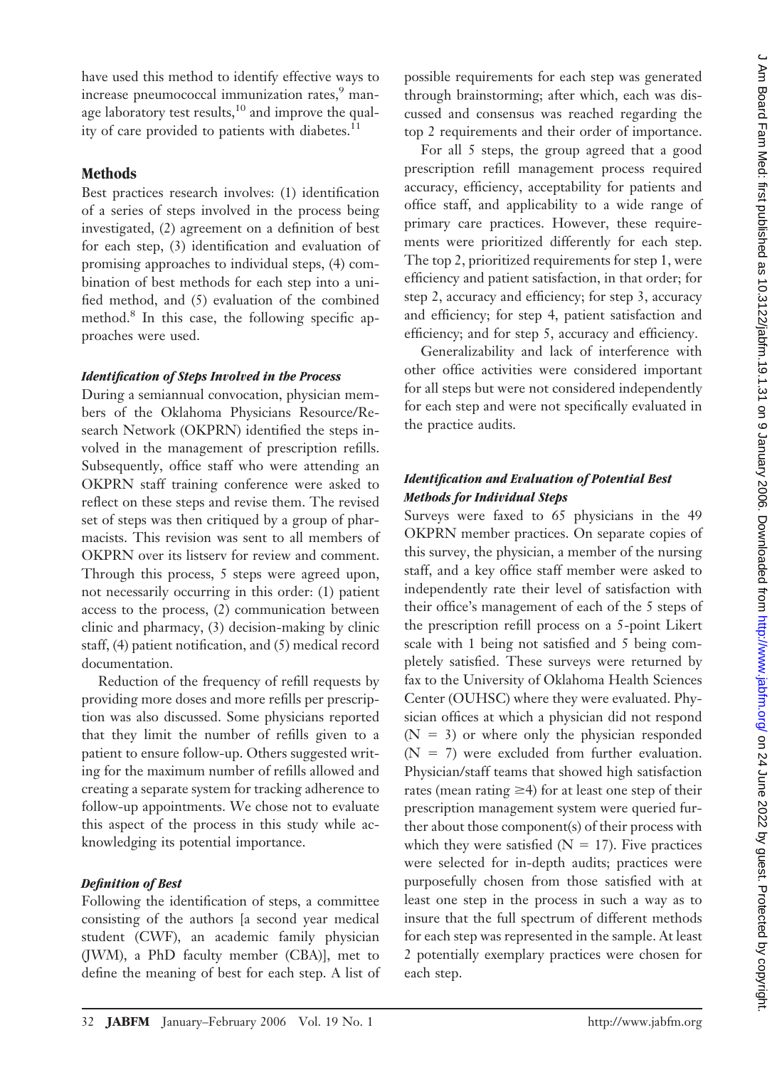have used this method to identify effective ways to increase pneumococcal immunization rates,[9] manage laboratory test results,[10] and improve the quality of care provided to patients with diabetes.[11]

## Methods

Best practices research involves: (1) identification of a series of steps involved in the process being investigated, (2) agreement on a definition of best for each step, (3) identification and evaluation of promising approaches to individual steps, (4) combination of best methods for each step into a unified method, and (5) evaluation of the combined method.[8] In this case, the following specific approaches were used.

### *Identification of Steps Involved in the Process*

During a semiannual convocation, physician members of the Oklahoma Physicians Resource/Research Network (OKPRN) identified the steps involved in the management of prescription refills. Subsequently, office staff who were attending an OKPRN staff training conference were asked to reflect on these steps and revise them. The revised set of steps was then critiqued by a group of pharmacists. This revision was sent to all members of OKPRN over its listserv for review and comment. Through this process, 5 steps were agreed upon, not necessarily occurring in this order: (1) patient access to the process, (2) communication between clinic and pharmacy, (3) decision-making by clinic staff, (4) patient notification, and (5) medical record documentation.

Reduction of the frequency of refill requests by providing more doses and more refills per prescription was also discussed. Some physicians reported that they limit the number of refills given to a patient to ensure follow-up. Others suggested writing for the maximum number of refills allowed and creating a separate system for tracking adherence to follow-up appointments. We chose not to evaluate this aspect of the process in this study while acknowledging its potential importance.

### *Definition of Best*

Following the identification of steps, a committee consisting of the authors [a second year medical student (CWF), an academic family physician (JWM), a PhD faculty member (CBA)], met to define the meaning of best for each step. A list of possible requirements for each step was generated through brainstorming; after which, each was discussed and consensus was reached regarding the top 2 requirements and their order of importance.

For all 5 steps, the group agreed that a good prescription refill management process required accuracy, efficiency, acceptability for patients and office staff, and applicability to a wide range of primary care practices. However, these requirements were prioritized differently for each step. The top 2, prioritized requirements for step 1, were efficiency and patient satisfaction, in that order; for step 2, accuracy and efficiency; for step 3, accuracy and efficiency; for step 4, patient satisfaction and efficiency; and for step 5, accuracy and efficiency.

Generalizability and lack of interference with other office activities were considered important for all steps but were not considered independently for each step and were not specifically evaluated in the practice audits.

### *Identification and Evaluation of Potential Best Methods for Individual Steps*

Surveys were faxed to 65 physicians in the 49 OKPRN member practices. On separate copies of this survey, the physician, a member of the nursing staff, and a key office staff member were asked to independently rate their level of satisfaction with their office's management of each of the 5 steps of the prescription refill process on a 5-point Likert scale with 1 being not satisfied and 5 being completely satisfied. These surveys were returned by fax to the University of Oklahoma Health Sciences Center (OUHSC) where they were evaluated. Physician offices at which a physician did not respond ($N = 3$) or where only the physician responded ($N = 7$) were excluded from further evaluation. Physician/staff teams that showed high satisfaction rates (mean rating $\geq 4$) for at least one step of their prescription management system were queried further about those component(s) of their process with which they were satisfied ($N = 17$). Five practices were selected for in-depth audits; practices were purposefully chosen from those satisfied with at least one step in the process in such a way as to insure that the full spectrum of different methods for each step was represented in the sample. At least 2 potentially exemplary practices were chosen for each step.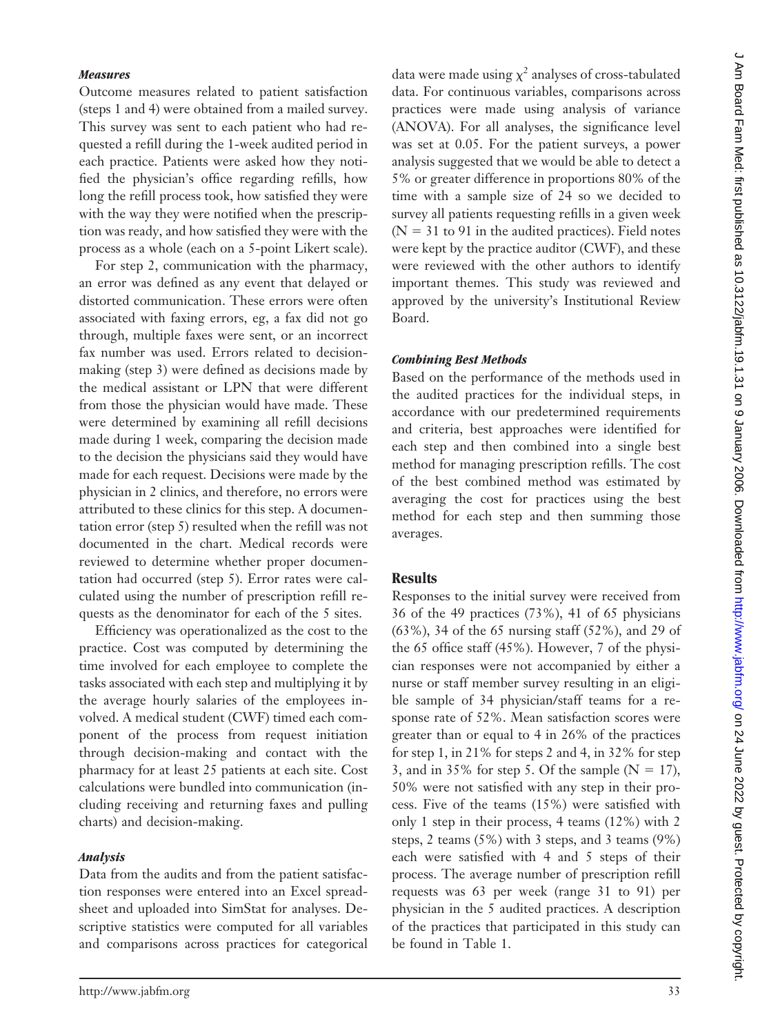### *Measures*

Outcome measures related to patient satisfaction (steps 1 and 4) were obtained from a mailed survey. This survey was sent to each patient who had requested a refill during the 1-week audited period in each practice. Patients were asked how they notified the physician's office regarding refills, how long the refill process took, how satisfied they were with the way they were notified when the prescription was ready, and how satisfied they were with the process as a whole (each on a 5-point Likert scale).

For step 2, communication with the pharmacy, an error was defined as any event that delayed or distorted communication. These errors were often associated with faxing errors, eg, a fax did not go through, multiple faxes were sent, or an incorrect fax number was used. Errors related to decision-making (step 3) were defined as decisions made by the medical assistant or LPN that were different from those the physician would have made. These were determined by examining all refill decisions made during 1 week, comparing the decision made to the decision the physicians said they would have made for each request. Decisions were made by the physician in 2 clinics, and therefore, no errors were attributed to these clinics for this step. A documentation error (step 5) resulted when the refill was not documented in the chart. Medical records were reviewed to determine whether proper documentation had occurred (step 5). Error rates were calculated using the number of prescription refill requests as the denominator for each of the 5 sites.

Efficiency was operationalized as the cost to the practice. Cost was computed by determining the time involved for each employee to complete the tasks associated with each step and multiplying it by the average hourly salaries of the employees involved. A medical student (CWF) timed each component of the process from request initiation through decision-making and contact with the pharmacy for at least 25 patients at each site. Cost calculations were bundled into communication (including receiving and returning faxes and pulling charts) and decision-making.

### *Analysis*

Data from the audits and from the patient satisfaction responses were entered into an Excel spreadsheet and uploaded into SimStat for analyses. Descriptive statistics were computed for all variables and comparisons across practices for categorical data were made using $\chi^2$ analyses of cross-tabulated data. For continuous variables, comparisons across practices were made using analysis of variance (ANOVA). For all analyses, the significance level was set at 0.05. For the patient surveys, a power analysis suggested that we would be able to detect a 5% or greater difference in proportions 80% of the time with a sample size of 24 so we decided to survey all patients requesting refills in a given week ($N = 31$ to 91 in the audited practices). Field notes were kept by the practice auditor (CWF), and these were reviewed with the other authors to identify important themes. This study was reviewed and approved by the university's Institutional Review Board.

### *Combining Best Methods*

Based on the performance of the methods used in the audited practices for the individual steps, in accordance with our predetermined requirements and criteria, best approaches were identified for each step and then combined into a single best method for managing prescription refills. The cost of the best combined method was estimated by averaging the cost for practices using the best method for each step and then summing those averages.

## Results

Responses to the initial survey were received from 36 of the 49 practices (73%), 41 of 65 physicians (63%), 34 of the 65 nursing staff (52%), and 29 of the 65 office staff (45%). However, 7 of the physician responses were not accompanied by either a nurse or staff member survey resulting in an eligible sample of 34 physician/staff teams for a response rate of 52%. Mean satisfaction scores were greater than or equal to 4 in 26% of the practices for step 1, in 21% for steps 2 and 4, in 32% for step 3, and in 35% for step 5. Of the sample ($N = 17$), 50% were not satisfied with any step in their process. Five of the teams (15%) were satisfied with only 1 step in their process, 4 teams (12%) with 2 steps, 2 teams (5%) with 3 steps, and 3 teams (9%) each were satisfied with 4 and 5 steps of their process. The average number of prescription refill requests was 63 per week (range 31 to 91) per physician in the 5 audited practices. A description of the practices that participated in this study can be found in Table 1.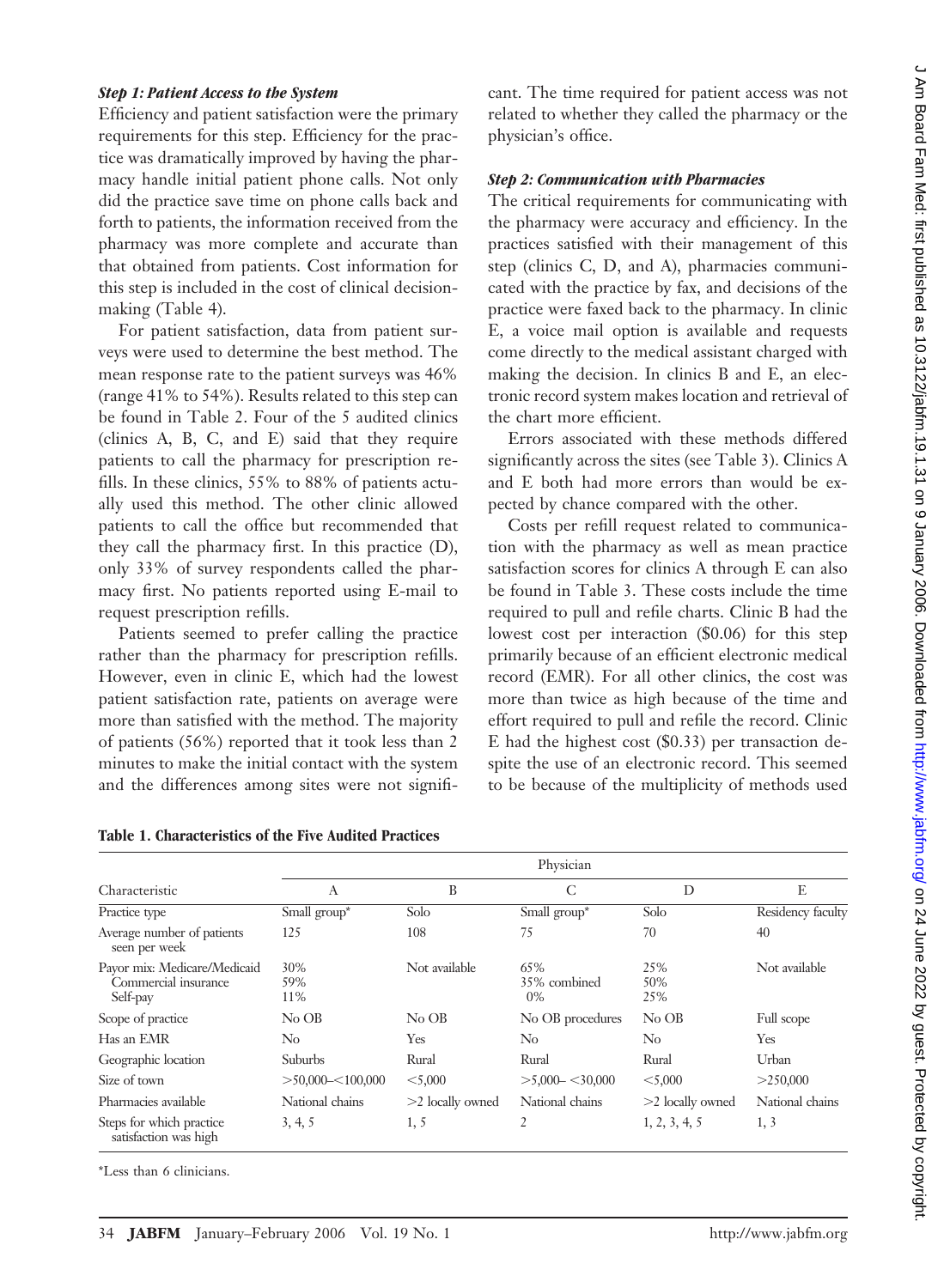### *Step 1: Patient Access to the System*

Efficiency and patient satisfaction were the primary requirements for this step. Efficiency for the practice was dramatically improved by having the pharmacy handle initial patient phone calls. Not only did the practice save time on phone calls back and forth to patients, the information received from the pharmacy was more complete and accurate than that obtained from patients. Cost information for this step is included in the cost of clinical decision-making (Table 4).

For patient satisfaction, data from patient surveys were used to determine the best method. The mean response rate to the patient surveys was 46% (range 41% to 54%). Results related to this step can be found in Table 2. Four of the 5 audited clinics (clinics A, B, C, and E) said that they require patients to call the pharmacy for prescription refills. In these clinics, 55% to 88% of patients actually used this method. The other clinic allowed patients to call the office but recommended that they call the pharmacy first. In this practice (D), only 33% of survey respondents called the pharmacy first. No patients reported using E-mail to request prescription refills.

Patients seemed to prefer calling the practice rather than the pharmacy for prescription refills. However, even in clinic E, which had the lowest patient satisfaction rate, patients on average were more than satisfied with the method. The majority of patients (56%) reported that it took less than 2 minutes to make the initial contact with the system and the differences among sites were not significant. The time required for patient access was not related to whether they called the pharmacy or the physician's office.

### *Step 2: Communication with Pharmacies*

The critical requirements for communicating with the pharmacy were accuracy and efficiency. In the practices satisfied with their management of this step (clinics C, D, and A), pharmacies communicated with the practice by fax, and decisions of the practice were faxed back to the pharmacy. In clinic E, a voice mail option is available and requests come directly to the medical assistant charged with making the decision. In clinics B and E, an electronic record system makes location and retrieval of the chart more efficient.

Errors associated with these methods differed significantly across the sites (see Table 3). Clinics A and E both had more errors than would be expected by chance compared with the other.

Costs per refill request related to communication with the pharmacy as well as mean practice satisfaction scores for clinics A through E can also be found in Table 3. These costs include the time required to pull and refile charts. Clinic B had the lowest cost per interaction ($0.06) for this step primarily because of an efficient electronic medical record (EMR). For all other clinics, the cost was more than twice as high because of the time and effort required to pull and refile the record. Clinic E had the highest cost ($0.33) per transaction despite the use of an electronic record. This seemed to be because of the multiplicity of methods used

**Table 1. Characteristics of the Five Audited Practices**

| Characteristic | Physician | | | | |
|---|---|---|---|---|---|
| | A | B | C | D | E |
| Practice type | Small group* | Solo | Small group* | Solo | Residency faculty |
| Average number of patients seen per week | 125 | 108 | 75 | 70 | 40 |
| Payor mix: Medicare/Medicaid<br>Commercial insurance<br>Self-pay | 30%<br>59%<br>11% | Not available | 65%<br>35% combined<br>0% | 25%<br>50%<br>25% | Not available |
| Scope of practice | No OB | No OB | No OB procedures | No OB | Full scope |
| Has an EMR | No | Yes | No | No | Yes |
| Geographic location | Suburbs | Rural | Rural | Rural | Urban |
| Size of town | >50,000–<100,000 | <5,000 | >5,000– <30,000 | <5,000 | >250,000 |
| Pharmacies available | National chains | >2 locally owned | National chains | >2 locally owned | National chains |
| Steps for which practice satisfaction was high | 3, 4, 5 | 1, 5 | 2 | 1, 2, 3, 4, 5 | 1, 3 |

*Less than 6 clinicians.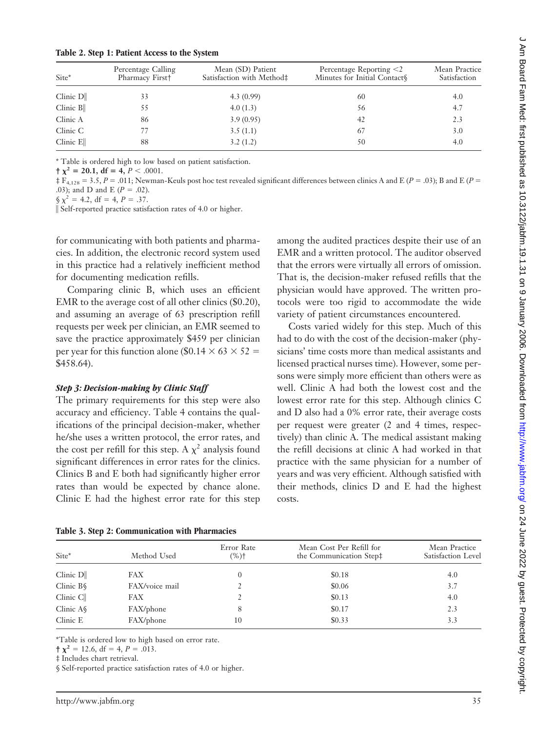**Table 2. Step 1: Patient Access to the System**

| Site* | Percentage Calling Pharmacy First† | Mean (SD) Patient Satisfaction with Method‡ | Percentage Reporting <2 Minutes for Initial Contact§ | Mean Practice Satisfaction |
|---|---|---|---|---|
| Clinic D‖ | 33 | 4.3 (0.99) | 60 | 4.0 |
| Clinic B‖ | 55 | 4.0 (1.3) | 56 | 4.7 |
| Clinic A | 86 | 3.9 (0.95) | 42 | 2.3 |
| Clinic C | 77 | 3.5 (1.1) | 67 | 3.0 |
| Clinic E‖ | 88 | 3.2 (1.2) | 50 | 4.0 |

\* Table is ordered high to low based on patient satisfaction.

† $\chi^2 = 20.1$, df = 4, $P < .0001$.

‡ $F_{4,128} = 3.5$, $P = .011$; Newman-Keuls post hoc test revealed significant differences between clinics A and E ($P = .03$); B and E ($P = .03$); and D and E ($P = .02$).

§ $\chi^2 = 4.2$, df = 4, $P = .37$.

‖ Self-reported practice satisfaction rates of 4.0 or higher.

for communicating with both patients and pharmacies. In addition, the electronic record system used in this practice had a relatively inefficient method for documenting medication refills.

Comparing clinic B, which uses an efficient EMR to the average cost of all other clinics ($0.20), and assuming an average of 63 prescription refill requests per week per clinician, an EMR seemed to save the practice approximately $459 per clinician per year for this function alone ($\$0.14 \times 63 \times 52 = \$458.64$).

### *Step 3: Decision-making by Clinic Staff*

The primary requirements for this step were also accuracy and efficiency. Table 4 contains the qualifications of the principal decision-maker, whether he/she uses a written protocol, the error rates, and the cost per refill for this step. A $\chi^2$ analysis found significant differences in error rates for the clinics. Clinics B and E both had significantly higher error rates than would be expected by chance alone. Clinic E had the highest error rate for this step among the audited practices despite their use of an EMR and a written protocol. The auditor observed that the errors were virtually all errors of omission. That is, the decision-maker refused refills that the physician would have approved. The written protocols were too rigid to accommodate the wide variety of patient circumstances encountered.

Costs varied widely for this step. Much of this had to do with the cost of the decision-maker (physicians' time costs more than medical assistants and licensed practical nurses time). However, some persons were simply more efficient than others were as well. Clinic A had both the lowest cost and the lowest error rate for this step. Although clinics C and D also had a 0% error rate, their average costs per request were greater (2 and 4 times, respectively) than clinic A. The medical assistant making the refill decisions at clinic A had worked in that practice with the same physician for a number of years and was very efficient. Although satisfied with their methods, clinics D and E had the highest costs.

**Table 3. Step 2: Communication with Pharmacies**

| Site* | Method Used | Error Rate (%)† | Mean Cost Per Refill for the Communication Step‡ | Mean Practice Satisfaction Level |
|---|---|---|---|---|
| Clinic D‖ | FAX | 0 | $0.18 | 4.0 |
| Clinic B§ | FAX/voice mail | 2 | $0.06 | 3.7 |
| Clinic C‖ | FAX | 2 | $0.13 | 4.0 |
| Clinic A§ | FAX/phone | 8 | $0.17 | 2.3 |
| Clinic E | FAX/phone | 10 | $0.33 | 3.3 |

\*Table is ordered low to high based on error rate.

† $\chi^2 = 12.6$, df = 4, $P = .013$.

‡ Includes chart retrieval.

§ Self-reported practice satisfaction rates of 4.0 or higher.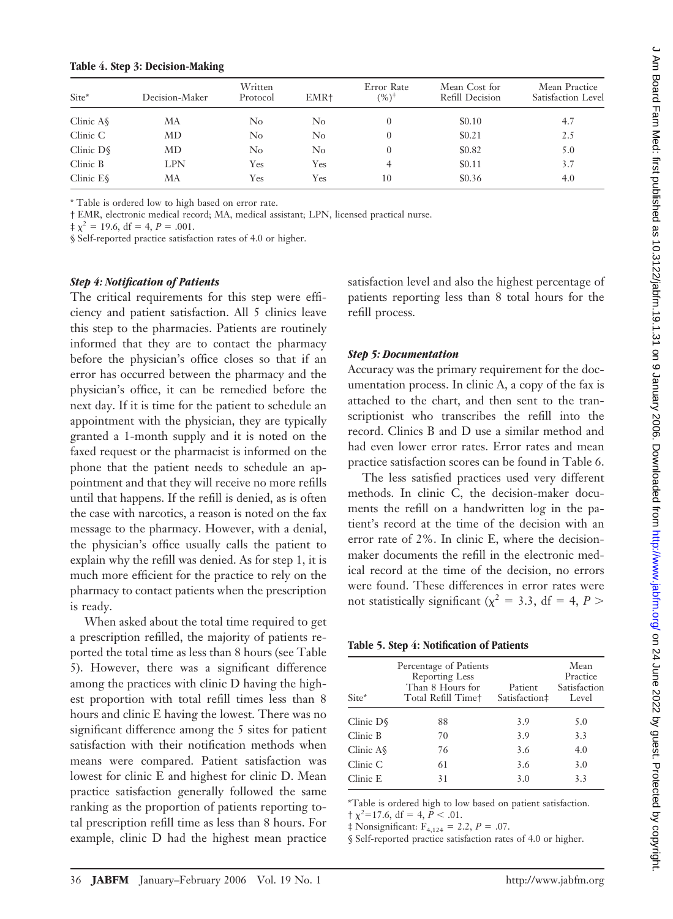**Table 4. Step 3: Decision-Making**

| Site* | Decision-Maker | Written Protocol | EMR† | Error Rate (%)‡ | Mean Cost for Refill Decision | Mean Practice Satisfaction Level |
|---|---|---|---|---|---|---|
| Clinic A§ | MA | No | No | 0 | $0.10 | 4.7 |
| Clinic C | MD | No | No | 0 | $0.21 | 2.5 |
| Clinic D§ | MD | No | No | 0 | $0.82 | 5.0 |
| Clinic B | LPN | Yes | Yes | 4 | $0.11 | 3.7 |
| Clinic E§ | MA | Yes | Yes | 10 | $0.36 | 4.0 |

\* Table is ordered low to high based on error rate.

† EMR, electronic medical record; MA, medical assistant; LPN, licensed practical nurse.

‡ $\chi^2 = 19.6$, df = 4, $P = .001$.

§ Self-reported practice satisfaction rates of 4.0 or higher.

### *Step 4: Notification of Patients*

The critical requirements for this step were efficiency and patient satisfaction. All 5 clinics leave this step to the pharmacies. Patients are routinely informed that they are to contact the pharmacy before the physician's office closes so that if an error has occurred between the pharmacy and the physician's office, it can be remedied before the next day. If it is time for the patient to schedule an appointment with the physician, they are typically granted a 1-month supply and it is noted on the faxed request or the pharmacist is informed on the phone that the patient needs to schedule an appointment and that they will receive no more refills until that happens. If the refill is denied, as is often the case with narcotics, a reason is noted on the fax message to the pharmacy. However, with a denial, the physician's office usually calls the patient to explain why the refill was denied. As for step 1, it is much more efficient for the practice to rely on the pharmacy to contact patients when the prescription is ready.

When asked about the total time required to get a prescription refilled, the majority of patients reported the total time as less than 8 hours (see Table 5). However, there was a significant difference among the practices with clinic D having the highest proportion with total refill times less than 8 hours and clinic E having the lowest. There was no significant difference among the 5 sites for patient satisfaction with their notification methods when means were compared. Patient satisfaction was lowest for clinic E and highest for clinic D. Mean practice satisfaction generally followed the same ranking as the proportion of patients reporting total prescription refill time as less than 8 hours. For example, clinic D had the highest mean practice satisfaction level and also the highest percentage of patients reporting less than 8 total hours for the refill process.

### *Step 5: Documentation*

Accuracy was the primary requirement for the documentation process. In clinic A, a copy of the fax is attached to the chart, and then sent to the transcriptionist who transcribes the refill into the record. Clinics B and D use a similar method and had even lower error rates. Error rates and mean practice satisfaction scores can be found in Table 6.

The less satisfied practices used very different methods. In clinic C, the decision-maker documents the refill on a handwritten log in the patient's record at the time of the decision with an error rate of 2%. In clinic E, where the decision-maker documents the refill in the electronic medical record at the time of the decision, no errors were found. These differences in error rates were not statistically significant ($\chi^2 = 3.3$, df = 4, $P >$

**Table 5. Step 4: Notification of Patients**

| Site* | Percentage of Patients Reporting Less Than 8 Hours for Total Refill Time† | Patient Satisfaction‡ | Mean Practice Satisfaction Level |
|---|---|---|---|
| Clinic D§ | 88 | 3.9 | 5.0 |
| Clinic B | 70 | 3.9 | 3.3 |
| Clinic A§ | 76 | 3.6 | 4.0 |
| Clinic C | 61 | 3.6 | 3.0 |
| Clinic E | 31 | 3.0 | 3.3 |

\*Table is ordered high to low based on patient satisfaction.

† $\chi^2 = 17.6$, df = 4, $P < .01$.

‡ Nonsignificant: $F_{4,124} = 2.2$, $P = .07$.

§ Self-reported practice satisfaction rates of 4.0 or higher.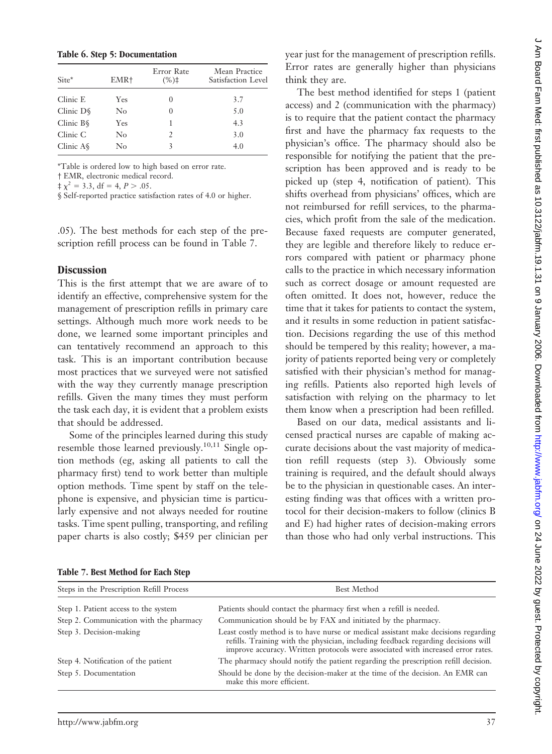**Table 6. Step 5: Documentation**

| Site* | EMR† | Error Rate (%)‡ | Mean Practice Satisfaction Level |
|---|---|---|---|
| Clinic E | Yes | 0 | 3.7 |
| Clinic D§ | No | 0 | 5.0 |
| Clinic B§ | Yes | 1 | 4.3 |
| Clinic C | No | 2 | 3.0 |
| Clinic A§ | No | 3 | 4.0 |

*Table is ordered low to high based on error rate.
† EMR, electronic medical record.
‡ $\chi^2 = 3.3$, df = 4, $P > .05$.
§ Self-reported practice satisfaction rates of 4.0 or higher.

.05). The best methods for each step of the prescription refill process can be found in Table 7.

## Discussion

This is the first attempt that we are aware of to identify an effective, comprehensive system for the management of prescription refills in primary care settings. Although much more work needs to be done, we learned some important principles and can tentatively recommend an approach to this task. This is an important contribution because most practices that we surveyed were not satisfied with the way they currently manage prescription refills. Given the many times they must perform the task each day, it is evident that a problem exists that should be addressed.

Some of the principles learned during this study resemble those learned previously.[10,11] Single option methods (eg, asking all patients to call the pharmacy first) tend to work better than multiple option methods. Time spent by staff on the telephone is expensive, and physician time is particularly expensive and not always needed for routine tasks. Time spent pulling, transporting, and refiling paper charts is also costly; $459 per clinician per year just for the management of prescription refills. Error rates are generally higher than physicians think they are.

The best method identified for steps 1 (patient access) and 2 (communication with the pharmacy) is to require that the patient contact the pharmacy first and have the pharmacy fax requests to the physician's office. The pharmacy should also be responsible for notifying the patient that the prescription has been approved and is ready to be picked up (step 4, notification of patient). This shifts overhead from physicians' offices, which are not reimbursed for refill services, to the pharmacies, which profit from the sale of the medication. Because faxed requests are computer generated, they are legible and therefore likely to reduce errors compared with patient or pharmacy phone calls to the practice in which necessary information such as correct dosage or amount requested are often omitted. It does not, however, reduce the time that it takes for patients to contact the system, and it results in some reduction in patient satisfaction. Decisions regarding the use of this method should be tempered by this reality; however, a majority of patients reported being very or completely satisfied with their physician's method for managing refills. Patients also reported high levels of satisfaction with relying on the pharmacy to let them know when a prescription had been refilled.

Based on our data, medical assistants and licensed practical nurses are capable of making accurate decisions about the vast majority of medication refill requests (step 3). Obviously some training is required, and the default should always be to the physician in questionable cases. An interesting finding was that offices with a written protocol for their decision-makers to follow (clinics B and E) had higher rates of decision-making errors than those who had only verbal instructions. This

**Table 7. Best Method for Each Step**

| Steps in the Prescription Refill Process | Best Method |
|---|---|
| Step 1. Patient access to the system | Patients should contact the pharmacy first when a refill is needed. |
| Step 2. Communication with the pharmacy | Communication should be by FAX and initiated by the pharmacy. |
| Step 3. Decision-making | Least costly method is to have nurse or medical assistant make decisions regarding refills. Training with the physician, including feedback regarding decisions will improve accuracy. Written protocols were associated with increased error rates. |
| Step 4. Notification of the patient | The pharmacy should notify the patient regarding the prescription refill decision. |
| Step 5. Documentation | Should be done by the decision-maker at the time of the decision. An EMR can make this more efficient. |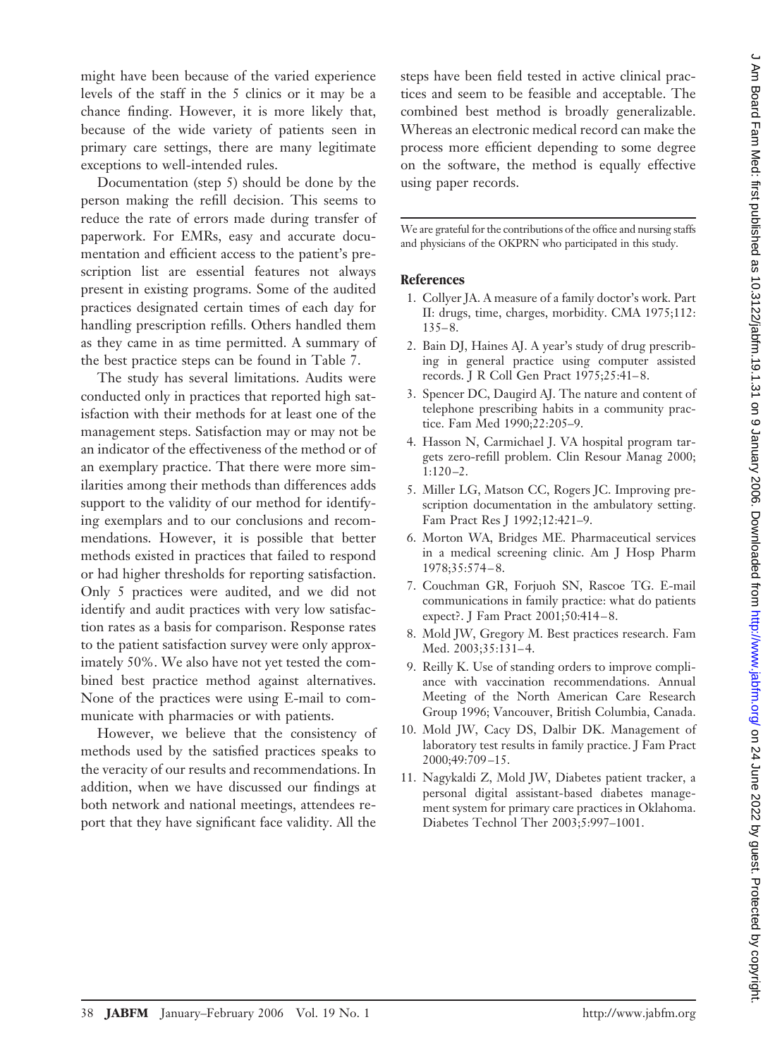might have been because of the varied experience levels of the staff in the 5 clinics or it may be a chance finding. However, it is more likely that, because of the wide variety of patients seen in primary care settings, there are many legitimate exceptions to well-intended rules.

Documentation (step 5) should be done by the person making the refill decision. This seems to reduce the rate of errors made during transfer of paperwork. For EMRs, easy and accurate documentation and efficient access to the patient's prescription list are essential features not always present in existing programs. Some of the audited practices designated certain times of each day for handling prescription refills. Others handled them as they came in as time permitted. A summary of the best practice steps can be found in Table 7.

The study has several limitations. Audits were conducted only in practices that reported high satisfaction with their methods for at least one of the management steps. Satisfaction may or may not be an indicator of the effectiveness of the method or of an exemplary practice. That there were more similarities among their methods than differences adds support to the validity of our method for identifying exemplars and to our conclusions and recommendations. However, it is possible that better methods existed in practices that failed to respond or had higher thresholds for reporting satisfaction. Only 5 practices were audited, and we did not identify and audit practices with very low satisfaction rates as a basis for comparison. Response rates to the patient satisfaction survey were only approximately 50%. We also have not yet tested the combined best practice method against alternatives. None of the practices were using E-mail to communicate with pharmacies or with patients.

However, we believe that the consistency of methods used by the satisfied practices speaks to the veracity of our results and recommendations. In addition, when we have discussed our findings at both network and national meetings, attendees report that they have significant face validity. All the steps have been field tested in active clinical practices and seem to be feasible and acceptable. The combined best method is broadly generalizable. Whereas an electronic medical record can make the process more efficient depending to some degree on the software, the method is equally effective using paper records.

We are grateful for the contributions of the office and nursing staffs and physicians of the OKPRN who participated in this study.

## References

1. Collyer JA. A measure of a family doctor's work. Part II: drugs, time, charges, morbidity. CMA 1975;112: 135–8.
2. Bain DJ, Haines AJ. A year's study of drug prescribing in general practice using computer assisted records. J R Coll Gen Pract 1975;25:41–8.
3. Spencer DC, Daugird AJ. The nature and content of telephone prescribing habits in a community practice. Fam Med 1990;22:205–9.
4. Hasson N, Carmichael J. VA hospital program targets zero-refill problem. Clin Resour Manag 2000; 1:120–2.
5. Miller LG, Matson CC, Rogers JC. Improving prescription documentation in the ambulatory setting. Fam Pract Res J 1992;12:421–9.
6. Morton WA, Bridges ME. Pharmaceutical services in a medical screening clinic. Am J Hosp Pharm 1978;35:574–8.
7. Couchman GR, Forjuoh SN, Rascoe TG. E-mail communications in family practice: what do patients expect?. J Fam Pract 2001;50:414–8.
8. Mold JW, Gregory M. Best practices research. Fam Med. 2003;35:131–4.
9. Reilly K. Use of standing orders to improve compliance with vaccination recommendations. Annual Meeting of the North American Care Research Group 1996; Vancouver, British Columbia, Canada.
10. Mold JW, Cacy DS, Dalbir DK. Management of laboratory test results in family practice. J Fam Pract 2000;49:709–15.
11. Nagykaldi Z, Mold JW, Diabetes patient tracker, a personal digital assistant-based diabetes management system for primary care practices in Oklahoma. Diabetes Technol Ther 2003;5:997–1001.